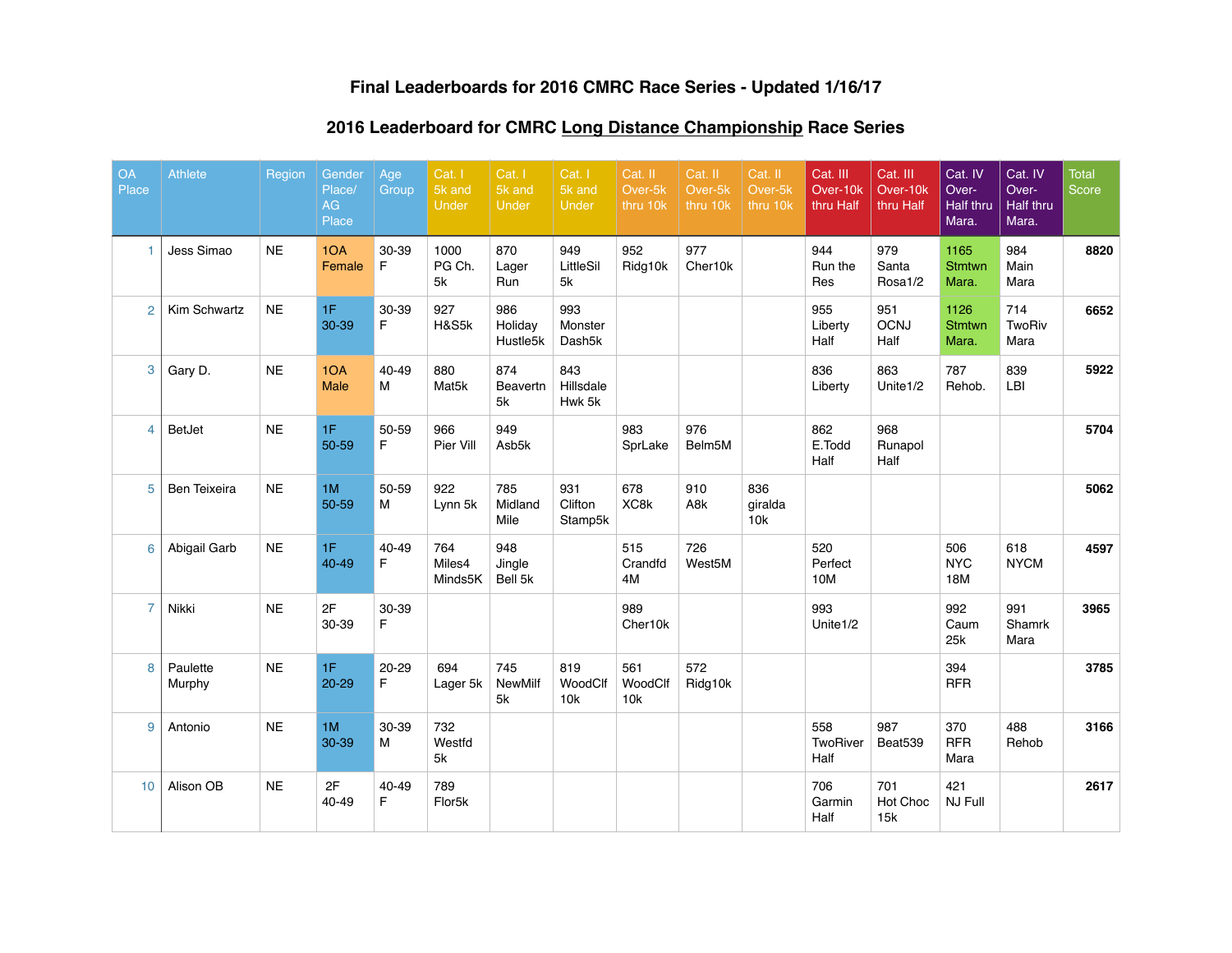### Final Leaderboards for 2016 CMRC Race Series - Updated 1/16/17

### 2016 Leaderboard for CMRC Long Distance Championship Race Series

| OA Place | Athlete | Region | Gender Place/ AG Place | Age Group | Cat. I 5k and Under | Cat. I 5k and Under | Cat. I 5k and Under | Cat. II Over-5k thru 10k | Cat. II Over-5k thru 10k | Cat. II Over-5k thru 10k | Cat. III Over-10k thru Half | Cat. III Over-10k thru Half | Cat. IV Over-Half thru Mara. | Cat. IV Over-Half thru Mara. | Total Score |
|---|---|---|---|---|---|---|---|---|---|---|---|---|---|---|---|
| 1 | Jess Simao | NE | 1OA Female | 30-39 F | 1000 PG Ch. 5k | 870 Lager Run | 949 LittleSil 5k | 952 Ridg10k | 977 Cher10k | | 944 Run the Res | 979 Santa Rosa1/2 | 1165 Stmtwn Mara. | 984 Main Mara | **8820** |
| 2 | Kim Schwartz | NE | 1F 30-39 | 30-39 F | 927 H&S5k | 986 Holiday Hustle5k | 993 Monster Dash5k | | | | 955 Liberty Half | 951 OCNJ Half | 1126 Stmtwn Mara. | 714 TwoRiv Mara | **6652** |
| 3 | Gary D. | NE | 1OA Male | 40-49 M | 880 Mat5k | 874 Beavertn 5k | 843 Hillsdale Hwk 5k | | | | 836 Liberty | 863 Unite1/2 | 787 Rehob. | 839 LBI | **5922** |
| 4 | BetJet | NE | 1F 50-59 | 50-59 F | 966 Pier Vill | 949 Asb5k | | 983 SprLake | 976 Belm5M | | 862 E.Todd Half | 968 Runapol Half | | | **5704** |
| 5 | Ben Teixeira | NE | 1M 50-59 | 50-59 M | 922 Lynn 5k | 785 Midland Mile | 931 Clifton Stamp5k | 678 XC8k | 910 A8k | 836 giralda 10k | | | | | **5062** |
| 6 | Abigail Garb | NE | 1F 40-49 | 40-49 F | 764 Miles4 Minds5K | 948 Jingle Bell 5k | | 515 Crandfd 4M | 726 West5M | | 520 Perfect 10M | | 506 NYC 18M | 618 NYCM | **4597** |
| 7 | Nikki | NE | 2F 30-39 | 30-39 F | | | | 989 Cher10k | | | 993 Unite1/2 | | 992 Caum 25k | 991 Shamrk Mara | **3965** |
| 8 | Paulette Murphy | NE | 1F 20-29 | 20-29 F | 694 Lager 5k | 745 NewMilf 5k | 819 WoodClf 10k | 561 WoodClf 10k | 572 Ridg10k | | | | 394 RFR | | **3785** |
| 9 | Antonio | NE | 1M 30-39 | 30-39 M | 732 Westfd 5k | | | | | | 558 TwoRiver Half | 987 Beat539 | 370 RFR Mara | 488 Rehob | **3166** |
| 10 | Alison OB | NE | 2F 40-49 | 40-49 F | 789 Flor5k | | | | | | 706 Garmin Half | 701 Hot Choc 15k | 421 NJ Full | | **2617** |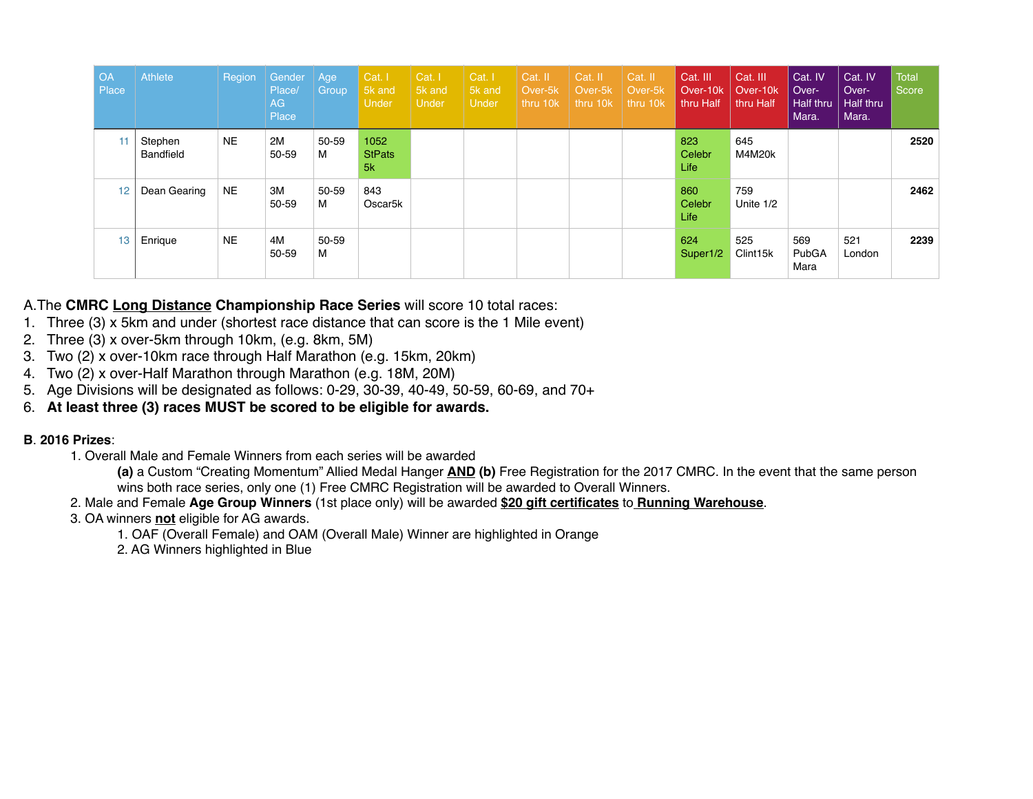| OA Place | Athlete | Region | Gender Place/ AG Place | Age Group | Cat. I 5k and Under | Cat. I 5k and Under | Cat. I 5k and Under | Cat. II Over-5k thru 10k | Cat. II Over-5k thru 10k | Cat. II Over-5k thru 10k | Cat. III Over-10k thru Half | Cat. III Over-10k thru Half | Cat. IV Over-Half thru Mara. | Cat. IV Over-Half thru Mara. | Total Score |
|---|---|---|---|---|---|---|---|---|---|---|---|---|---|---|---|
| 11 | Stephen Bandfield | NE | 2M 50-59 | 50-59 M | 1052 StPats 5k | | | | | | 823 Celebr Life | 645 M4M20k | | | **2520** |
| 12 | Dean Gearing | NE | 3M 50-59 | 50-59 M | 843 Oscar5k | | | | | | 860 Celebr Life | 759 Unite 1/2 | | | **2462** |
| 13 | Enrique | NE | 4M 50-59 | 50-59 M | | | | | | | 624 Super1/2 | 525 Clint15k | 569 PubGA Mara | 521 London | **2239** |

A.The **CMRC Long Distance Championship Race Series** will score 10 total races:

1. Three (3) x 5km and under (shortest race distance that can score is the 1 Mile event)
2. Three (3) x over-5km through 10km, (e.g. 8km, 5M)
3. Two (2) x over-10km race through Half Marathon (e.g. 15km, 20km)
4. Two (2) x over-Half Marathon through Marathon (e.g. 18M, 20M)
5. Age Divisions will be designated as follows: 0-29, 30-39, 40-49, 50-59, 60-69, and 70+
6. **At least three (3) races MUST be scored to be eligible for awards.**

**B. 2016 Prizes**:

1. Overall Male and Female Winners from each series will be awarded
   **(a)** a Custom "Creating Momentum" Allied Medal Hanger **AND** **(b)** Free Registration for the 2017 CMRC. In the event that the same person wins both race series, only one (1) Free CMRC Registration will be awarded to Overall Winners.
2. Male and Female **Age Group Winners** (1st place only) will be awarded **$20 gift certificates** to **Running Warehouse**.
3. OA winners **not** eligible for AG awards.
   1. OAF (Overall Female) and OAM (Overall Male) Winner are highlighted in Orange
   2. AG Winners highlighted in Blue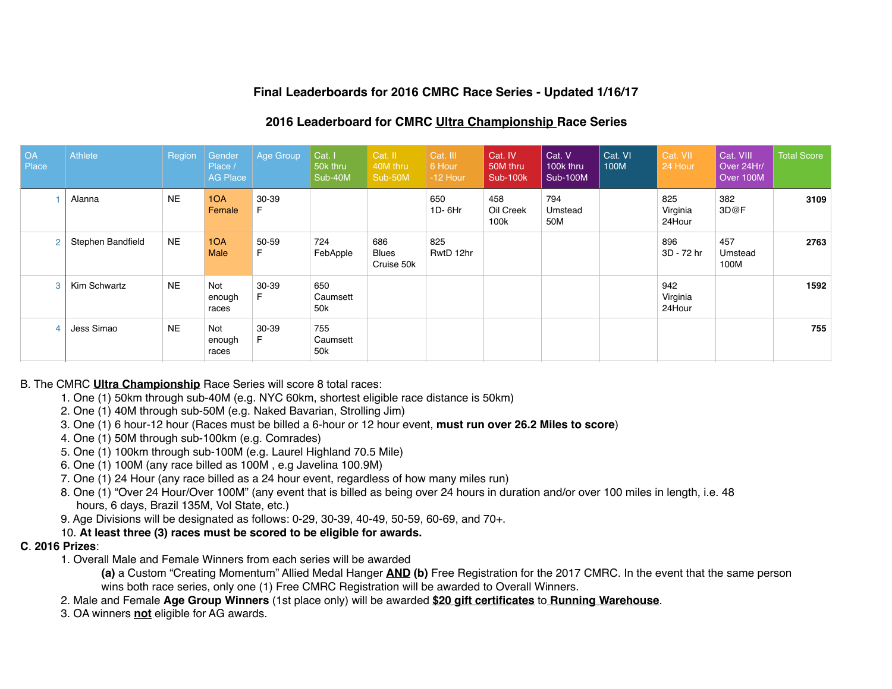**Final Leaderboards for 2016 CMRC Race Series - Updated 1/16/17**

**2016 Leaderboard for CMRC Ultra Championship Race Series**

| OA Place | Athlete | Region | Gender Place / AG Place | Age Group | Cat. I 50k thru Sub-40M | Cat. II 40M thru Sub-50M | Cat. III 6 Hour -12 Hour | Cat. IV 50M thru Sub-100k | Cat. V 100k thru Sub-100M | Cat. VI 100M | Cat. VII 24 Hour | Cat. VIII Over 24Hr/ Over 100M | Total Score |
|---|---|---|---|---|---|---|---|---|---|---|---|---|---|
| 1 | Alanna | NE | 1OA Female | 30-39 F | | | 650 1D- 6Hr | 458 Oil Creek 100k | 794 Umstead 50M | | 825 Virginia 24Hour | 382 3D@F | **3109** |
| 2 | Stephen Bandfield | NE | 1OA Male | 50-59 F | 724 FebApple | 686 Blues Cruise 50k | 825 RwtD 12hr | | | | 896 3D - 72 hr | 457 Umstead 100M | **2763** |
| 3 | Kim Schwartz | NE | Not enough races | 30-39 F | 650 Caumsett 50k | | | | | | 942 Virginia 24Hour | | **1592** |
| 4 | Jess Simao | NE | Not enough races | 30-39 F | 755 Caumsett 50k | | | | | | | | **755** |

B. The CMRC **Ultra Championship** Race Series will score 8 total races:

1. One (1) 50km through sub-40M (e.g. NYC 60km, shortest eligible race distance is 50km)
2. One (1) 40M through sub-50M (e.g. Naked Bavarian, Strolling Jim)
3. One (1) 6 hour-12 hour (Races must be billed a 6-hour or 12 hour event, **must run over 26.2 Miles to score**)
4. One (1) 50M through sub-100km (e.g. Comrades)
5. One (1) 100km through sub-100M (e.g. Laurel Highland 70.5 Mile)
6. One (1) 100M (any race billed as 100M , e.g Javelina 100.9M)
7. One (1) 24 Hour (any race billed as a 24 hour event, regardless of how many miles run)
8. One (1) "Over 24 Hour/Over 100M" (any event that is billed as being over 24 hours in duration and/or over 100 miles in length, i.e. 48 hours, 6 days, Brazil 135M, Vol State, etc.)
9. Age Divisions will be designated as follows: 0-29, 30-39, 40-49, 50-59, 60-69, and 70+.
10. **At least three (3) races must be scored to be eligible for awards.**

**C. 2016 Prizes**:

1. Overall Male and Female Winners from each series will be awarded
   **(a)** a Custom "Creating Momentum" Allied Medal Hanger **AND** **(b)** Free Registration for the 2017 CMRC. In the event that the same person wins both race series, only one (1) Free CMRC Registration will be awarded to Overall Winners.
2. Male and Female **Age Group Winners** (1st place only) will be awarded **$20 gift certificates** to **Running Warehouse**.
3. OA winners **not** eligible for AG awards.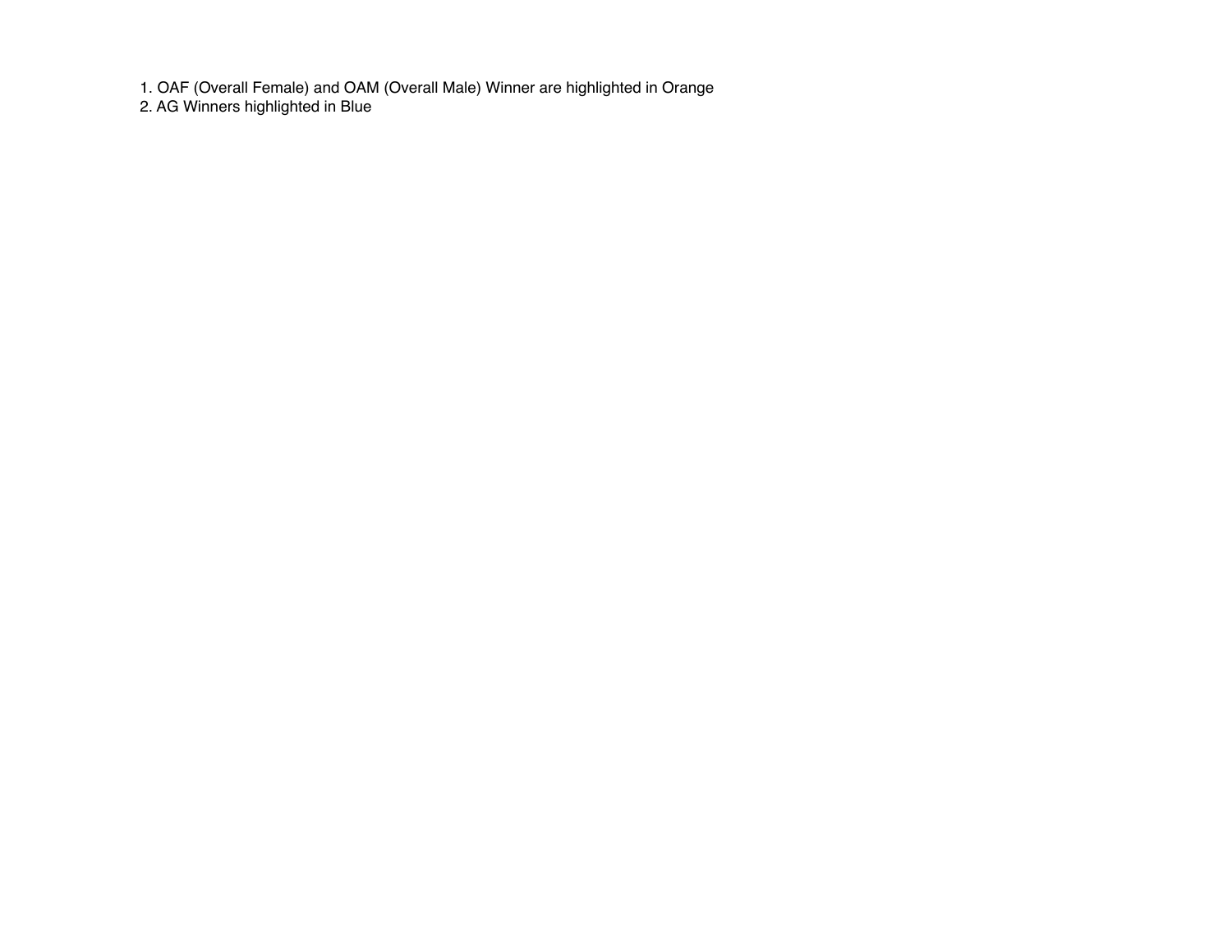1. OAF (Overall Female) and OAM (Overall Male) Winner are highlighted in Orange
2. AG Winners highlighted in Blue